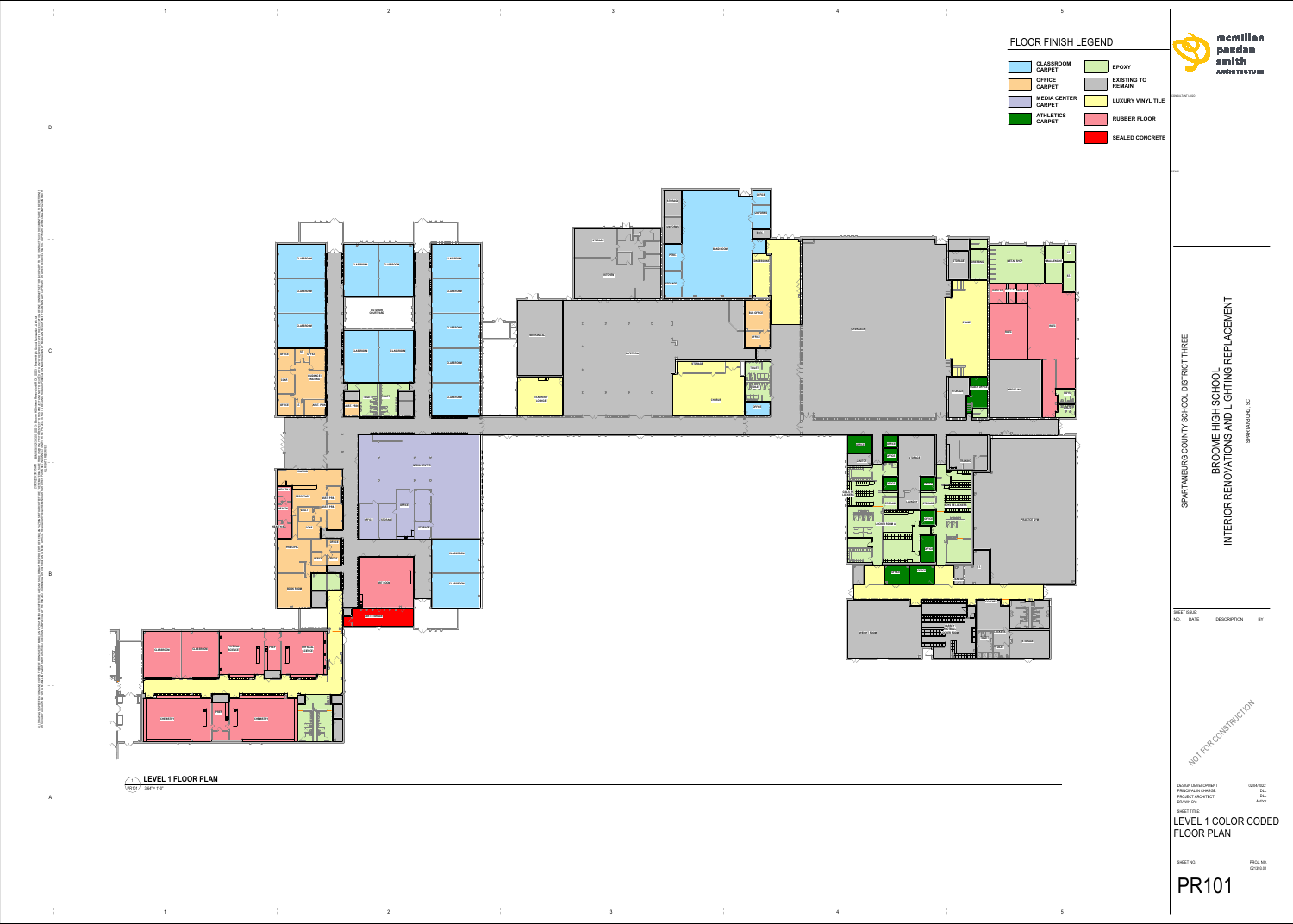## FLOOR FINISH LEGEND

| | |
|---|---|
| CLASSROOM CARPET | EPOXY |
| OFFICE CARPET | EXISTING TO REMAIN |
| MEDIA CENTER CARPET | LUXURY VINYL TILE |
| ATHLETICS CARPET | RUBBER FLOOR |
| | SEALED CONCRETE |

CLASSROOM
CLASSROOM
CLASSROOM
CLASSROOM
CLASSROOM
CLASSROOM
CLASSROOM
CLASSROOM
CLASSROOM
CLASSROOM
CLASSROOM
CLASSROOM
CLASSROOM
INTERIOR COURTYARD
OFFICE
OFFICE
GUIDANCE WAITING
CONF.
OFFICE
ASST. PRIN.
TOILET
STORAGE
KITCHEN
MECHANICAL
TEACHERS LOUNGE
CAFETERIA
BAND ROOM
PERC.
STORAGE
UNIFORMS
OFFICE
INSTRUMENT
PRACTICE
BAND OFFICE
OFFICE
STORAGE
CHORUS
OFFICE
GYMNASIUM
STAGE
METAL SHOP
SMALL ENGINE
DEPT.
WRESTLING
PRACTICE GYM
MEDIA CENTER
OFFICE
STORAGE
RECEPTION
SECRETARY
ASST. PRIN.
VAULT
HEALTH
CONF.
PRINCIPAL
OFFICE
BOOK ROOM
ART ROOM
ART STORAGE
CLASSROOM
CLASSROOM
PHYSICAL SCIENCE
PREP
PHYSICAL SCIENCE
CHEMISTRY
PREP
CHEMISTRY
LOCKER ROOM A
LOCKER ROOM B
OFFICE
STORAGE
LAUNDRY
WEIGHT ROOM
STORAGE
TOILET

LEVEL 1 FLOOR PLAN
3/64" = 1'-0"

mcmillan pazdan smith ARCHITECTURE

SPARTANBURG COUNTY SCHOOL DISTRICT THREE

BROOME HIGH SCHOOL
INTERIOR RENOVATIONS AND LIGHTING REPLACEMENT

SPARTANBURG, SC

SHEET ISSUE:

| NO. | DATE | DESCRIPTION | BY |
|---|---|---|---|

NOT FOR CONSTRUCTION

| | |
|---|---|
| DESIGN DEVELOPMENT | 02/04/2022 |
| PRINCIPAL IN CHARGE: | DLL |
| PROJECT ARCHITECT: | DLL |
| DRAWN BY: | Author |

SHEET TITLE

LEVEL 1 COLOR CODED FLOOR PLAN

SHEET NO.

PROJ. NO. 021260.01

PR101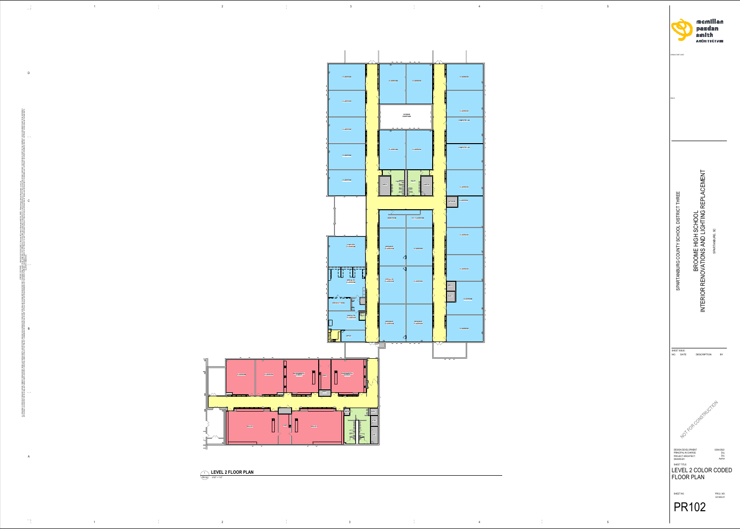## LEVEL 2 FLOOR PLAN

1/16" = 1'-0"

CLASSROOM

CLASSROOM

CLASSROOM

CLASSROOM

CLASSROOM

CLASSROOM

CLASSROOM

OUTDOOR COURTYARD

CLASSROOM

CLASSROOM

CLASSROOM

COMPUTER LAB

COMPUTER LAB

CLASSROOM

TOILET

TOILET

CLASSROOM

CLASSROOM

BOOK ROOM

LEC. CLASSROOM

COMPUTER CLASSROOM

RESOURCE CLASSROOM

CLASSROOM

CLASSROOM

SPECIAL ED CLASSROOM

SPECIAL ED CLASSROOM

CLASSROOM

CLASSROOM

BREAKOUT ROOM

SPECIAL ED CLASSROOM

RESOURCE CLASSROOM

RESOURCE CLASSROOM

CLASSROOM

OFFICE

CLASSROOM

CLASSROOM

ENVIRONMENTAL SCIENCE

PREP

ENVIRONMENTAL SCIENCE

BIOLOGY

PREP

BIOLOGY

---

mcmillan pazdan smith ARCHITECTURE

SPARTANBURG COUNTY SCHOOL DISTRICT THREE

BROOME HIGH SCHOOL

INTERIOR RENOVATIONS AND LIGHTING REPLACEMENT

SPARTANBURG, SC

SHEET ISSUE:

| NO. | DATE | DESCRIPTION | BY |
|---|---|---|---|

NOT FOR CONSTRUCTION

| | |
|---|---|
| DESIGN DEVELOPMENT | 02/04/2022 |
| PRINCIPAL IN CHARGE: | DLL |
| PROJECT ARCHITECT: | DLL |
| DRAWN BY: | Author |

SHEET TITLE

LEVEL 2 COLOR CODED FLOOR PLAN

SHEET NO.

PROJ. NO. 021393.01

PR102